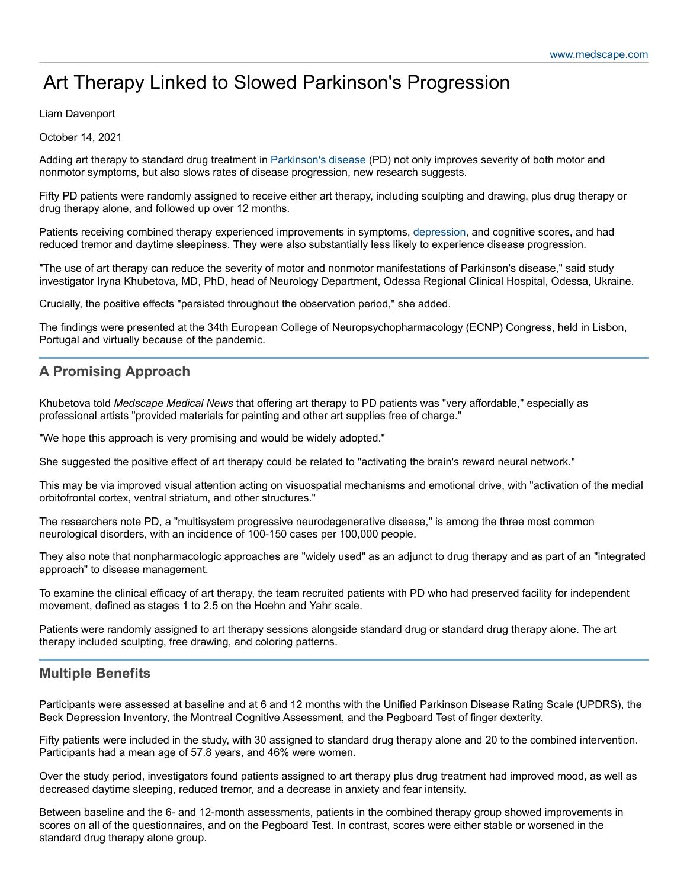# Art Therapy Linked to Slowed Parkinson's Progression

Liam Davenport

October 14, 2021

Adding art therapy to standard drug treatment in Parkinson's disease (PD) not only improves severity of both motor and nonmotor symptoms, but also slows rates of disease progression, new research suggests.

Fifty PD patients were randomly assigned to receive either art therapy, including sculpting and drawing, plus drug therapy or drug therapy alone, and followed up over 12 months.

Patients receiving combined therapy experienced improvements in symptoms, depression, and cognitive scores, and had reduced tremor and daytime sleepiness. They were also substantially less likely to experience disease progression.

"The use of art therapy can reduce the severity of motor and nonmotor manifestations of Parkinson's disease," said study investigator Iryna Khubetova, MD, PhD, head of Neurology Department, Odessa Regional Clinical Hospital, Odessa, Ukraine.

Crucially, the positive effects "persisted throughout the observation period," she added.

The findings were presented at the 34th European College of Neuropsychopharmacology (ECNP) Congress, held in Lisbon, Portugal and virtually because of the pandemic.

## A Promising Approach

Khubetova told *Medscape Medical News* that offering art therapy to PD patients was "very affordable," especially as professional artists "provided materials for painting and other art supplies free of charge."

"We hope this approach is very promising and would be widely adopted."

She suggested the positive effect of art therapy could be related to "activating the brain's reward neural network."

This may be via improved visual attention acting on visuospatial mechanisms and emotional drive, with "activation of the medial orbitofrontal cortex, ventral striatum, and other structures."

The researchers note PD, a "multisystem progressive neurodegenerative disease," is among the three most common neurological disorders, with an incidence of 100-150 cases per 100,000 people.

They also note that nonpharmacologic approaches are "widely used" as an adjunct to drug therapy and as part of an "integrated approach" to disease management.

To examine the clinical efficacy of art therapy, the team recruited patients with PD who had preserved facility for independent movement, defined as stages 1 to 2.5 on the Hoehn and Yahr scale.

Patients were randomly assigned to art therapy sessions alongside standard drug or standard drug therapy alone. The art therapy included sculpting, free drawing, and coloring patterns.

## Multiple Benefits

Participants were assessed at baseline and at 6 and 12 months with the Unified Parkinson Disease Rating Scale (UPDRS), the Beck Depression Inventory, the Montreal Cognitive Assessment, and the Pegboard Test of finger dexterity.

Fifty patients were included in the study, with 30 assigned to standard drug therapy alone and 20 to the combined intervention. Participants had a mean age of 57.8 years, and 46% were women.

Over the study period, investigators found patients assigned to art therapy plus drug treatment had improved mood, as well as decreased daytime sleeping, reduced tremor, and a decrease in anxiety and fear intensity.

Between baseline and the 6- and 12-month assessments, patients in the combined therapy group showed improvements in scores on all of the questionnaires, and on the Pegboard Test. In contrast, scores were either stable or worsened in the standard drug therapy alone group.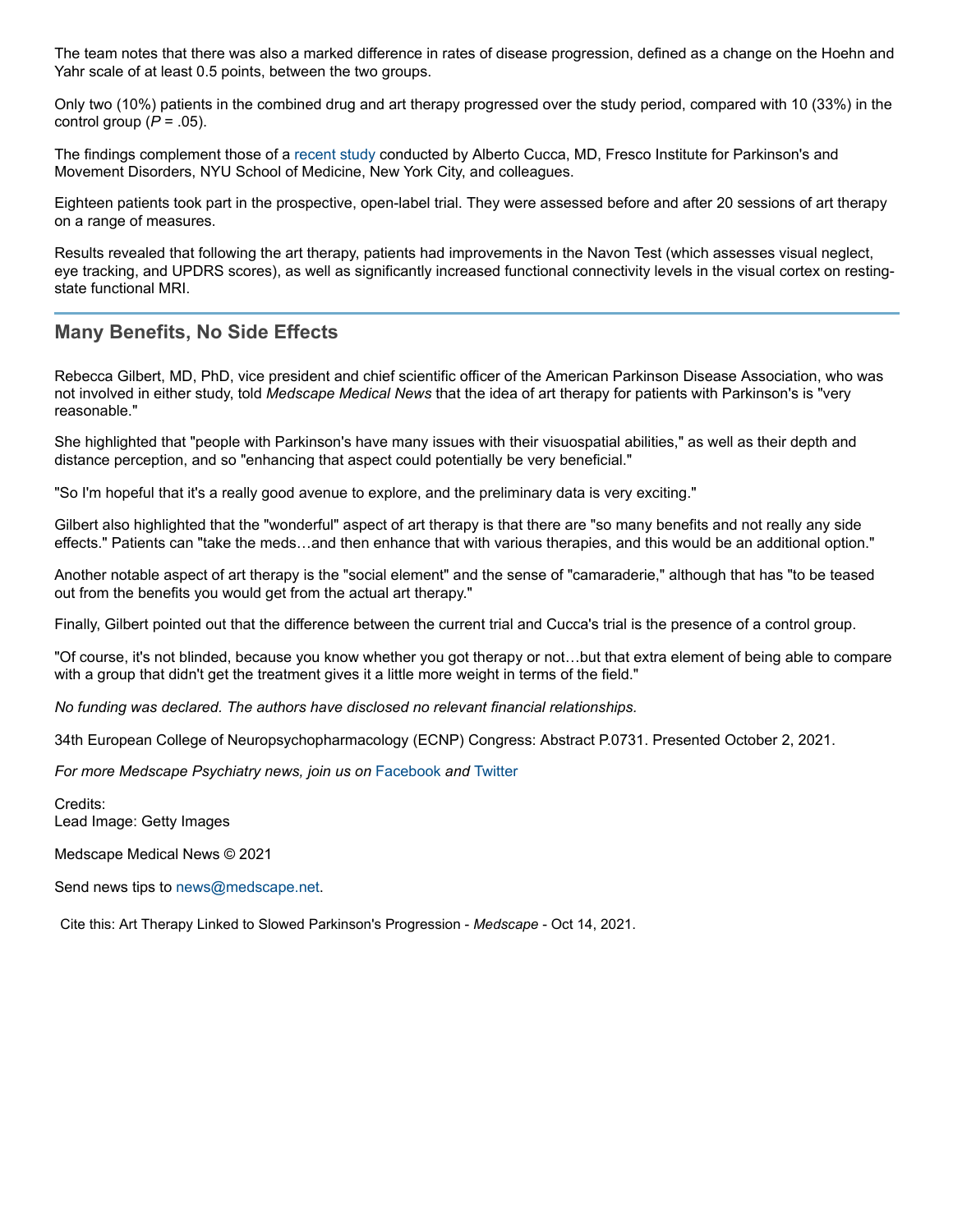The team notes that there was also a marked difference in rates of disease progression, defined as a change on the Hoehn and Yahr scale of at least 0.5 points, between the two groups.

Only two (10%) patients in the combined drug and art therapy progressed over the study period, compared with 10 (33%) in the control group ($P$ = .05).

The findings complement those of a recent study conducted by Alberto Cucca, MD, Fresco Institute for Parkinson's and Movement Disorders, NYU School of Medicine, New York City, and colleagues.

Eighteen patients took part in the prospective, open-label trial. They were assessed before and after 20 sessions of art therapy on a range of measures.

Results revealed that following the art therapy, patients had improvements in the Navon Test (which assesses visual neglect, eye tracking, and UPDRS scores), as well as significantly increased functional connectivity levels in the visual cortex on resting-state functional MRI.

## Many Benefits, No Side Effects

Rebecca Gilbert, MD, PhD, vice president and chief scientific officer of the American Parkinson Disease Association, who was not involved in either study, told *Medscape Medical News* that the idea of art therapy for patients with Parkinson's is "very reasonable."

She highlighted that "people with Parkinson's have many issues with their visuospatial abilities," as well as their depth and distance perception, and so "enhancing that aspect could potentially be very beneficial."

"So I'm hopeful that it's a really good avenue to explore, and the preliminary data is very exciting."

Gilbert also highlighted that the "wonderful" aspect of art therapy is that there are "so many benefits and not really any side effects." Patients can "take the meds…and then enhance that with various therapies, and this would be an additional option."

Another notable aspect of art therapy is the "social element" and the sense of "camaraderie," although that has "to be teased out from the benefits you would get from the actual art therapy."

Finally, Gilbert pointed out that the difference between the current trial and Cucca's trial is the presence of a control group.

"Of course, it's not blinded, because you know whether you got therapy or not…but that extra element of being able to compare with a group that didn't get the treatment gives it a little more weight in terms of the field."

*No funding was declared. The authors have disclosed no relevant financial relationships.*

34th European College of Neuropsychopharmacology (ECNP) Congress: Abstract P.0731. Presented October 2, 2021.

*For more Medscape Psychiatry news, join us on* Facebook *and* Twitter

Credits:
Lead Image: Getty Images

Medscape Medical News © 2021

Send news tips to news@medscape.net.

Cite this: Art Therapy Linked to Slowed Parkinson's Progression - *Medscape* - Oct 14, 2021.